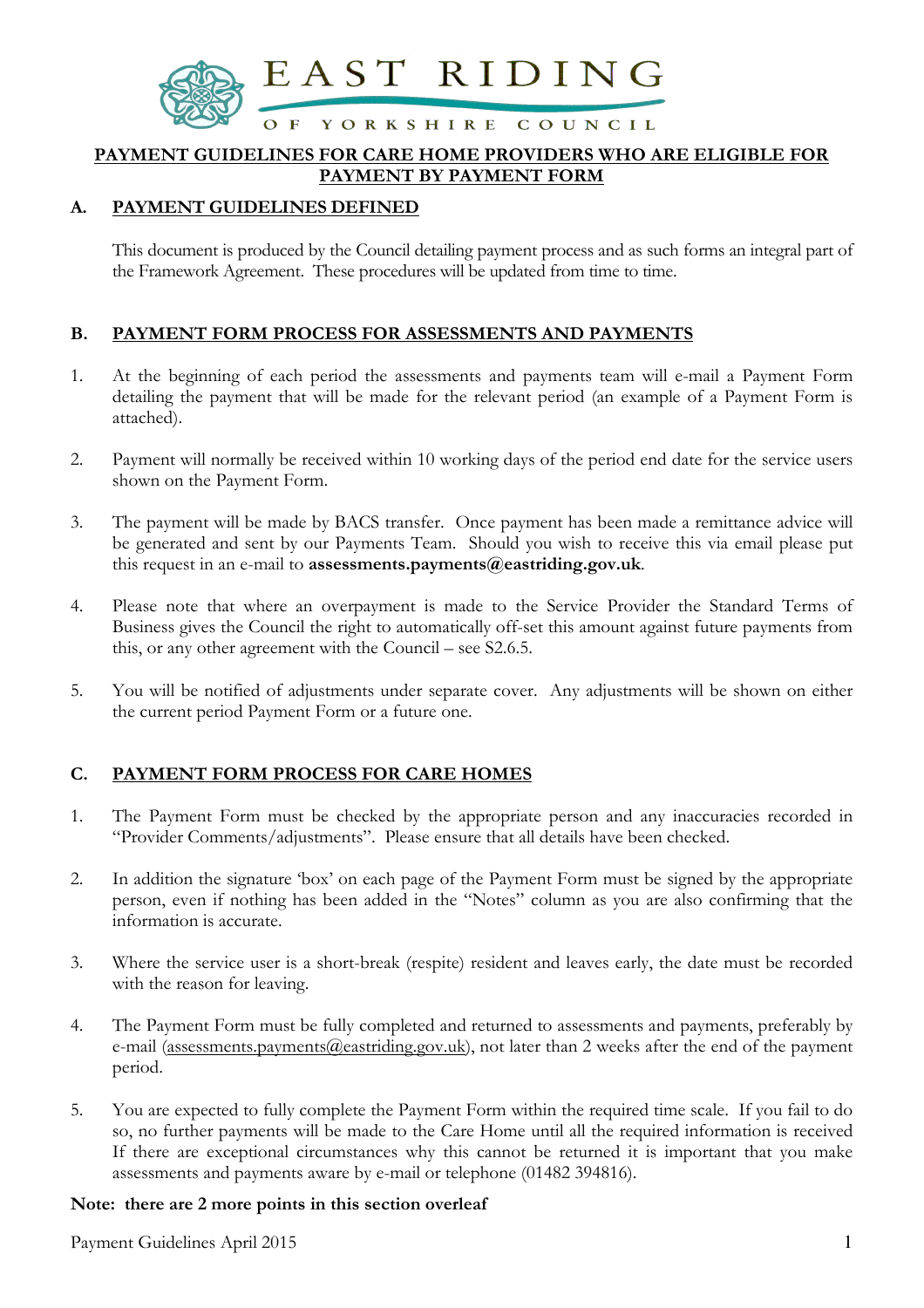# EAST RIDING OF YORKSHIRE COUNCIL

## PAYMENT GUIDELINES FOR CARE HOME PROVIDERS WHO ARE ELIGIBLE FOR PAYMENT BY PAYMENT FORM

### A. PAYMENT GUIDELINES DEFINED

This document is produced by the Council detailing payment process and as such forms an integral part of the Framework Agreement. These procedures will be updated from time to time.

### B. PAYMENT FORM PROCESS FOR ASSESSMENTS AND PAYMENTS

1. At the beginning of each period the assessments and payments team will e-mail a Payment Form detailing the payment that will be made for the relevant period (an example of a Payment Form is attached).

2. Payment will normally be received within 10 working days of the period end date for the service users shown on the Payment Form.

3. The payment will be made by BACS transfer. Once payment has been made a remittance advice will be generated and sent by our Payments Team. Should you wish to receive this via email please put this request in an e-mail to **assessments.payments@eastriding.gov.uk**.

4. Please note that where an overpayment is made to the Service Provider the Standard Terms of Business gives the Council the right to automatically off-set this amount against future payments from this, or any other agreement with the Council – see S2.6.5.

5. You will be notified of adjustments under separate cover. Any adjustments will be shown on either the current period Payment Form or a future one.

### C. PAYMENT FORM PROCESS FOR CARE HOMES

1. The Payment Form must be checked by the appropriate person and any inaccuracies recorded in "Provider Comments/adjustments". Please ensure that all details have been checked.

2. In addition the signature 'box' on each page of the Payment Form must be signed by the appropriate person, even if nothing has been added in the "Notes" column as you are also confirming that the information is accurate.

3. Where the service user is a short-break (respite) resident and leaves early, the date must be recorded with the reason for leaving.

4. The Payment Form must be fully completed and returned to assessments and payments, preferably by e-mail (assessments.payments@eastriding.gov.uk), not later than 2 weeks after the end of the payment period.

5. You are expected to fully complete the Payment Form within the required time scale. If you fail to do so, no further payments will be made to the Care Home until all the required information is received If there are exceptional circumstances why this cannot be returned it is important that you make assessments and payments aware by e-mail or telephone (01482 394816).

**Note: there are 2 more points in this section overleaf**

Payment Guidelines April 2015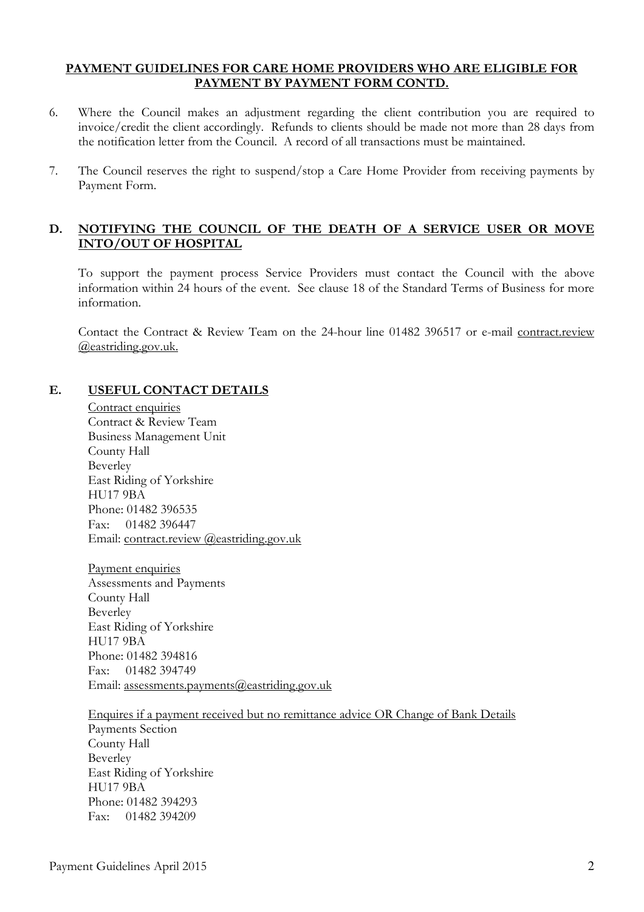## PAYMENT GUIDELINES FOR CARE HOME PROVIDERS WHO ARE ELIGIBLE FOR PAYMENT BY PAYMENT FORM CONTD.

6. Where the Council makes an adjustment regarding the client contribution you are required to invoice/credit the client accordingly. Refunds to clients should be made not more than 28 days from the notification letter from the Council. A record of all transactions must be maintained.

7. The Council reserves the right to suspend/stop a Care Home Provider from receiving payments by Payment Form.

## D. NOTIFYING THE COUNCIL OF THE DEATH OF A SERVICE USER OR MOVE INTO/OUT OF HOSPITAL

To support the payment process Service Providers must contact the Council with the above information within 24 hours of the event. See clause 18 of the Standard Terms of Business for more information.

Contact the Contract & Review Team on the 24-hour line 01482 396517 or e-mail contract.review @eastriding.gov.uk.

## E. USEFUL CONTACT DETAILS

Contract enquiries
Contract & Review Team
Business Management Unit
County Hall
Beverley
East Riding of Yorkshire
HU17 9BA
Phone: 01482 396535
Fax: 01482 396447
Email: contract.review @eastriding.gov.uk

Payment enquiries
Assessments and Payments
County Hall
Beverley
East Riding of Yorkshire
HU17 9BA
Phone: 01482 394816
Fax: 01482 394749
Email: assessments.payments@eastriding.gov.uk

Enquires if a payment received but no remittance advice OR Change of Bank Details
Payments Section
County Hall
Beverley
East Riding of Yorkshire
HU17 9BA
Phone: 01482 394293
Fax: 01482 394209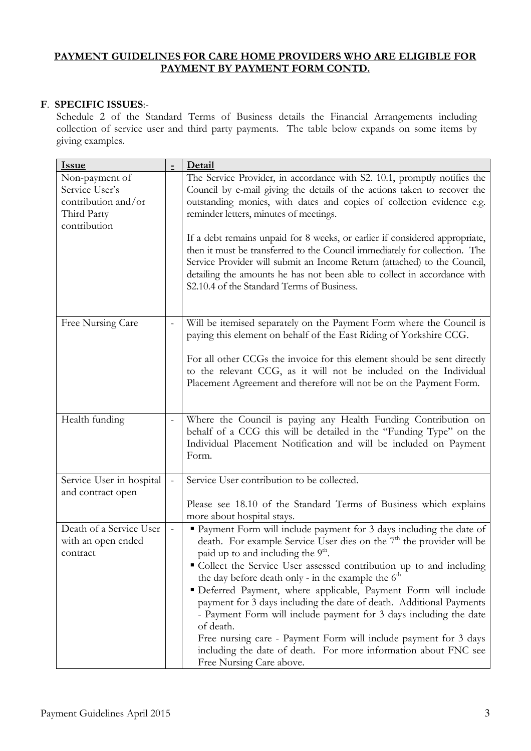**PAYMENT GUIDELINES FOR CARE HOME PROVIDERS WHO ARE ELIGIBLE FOR PAYMENT BY PAYMENT FORM CONTD.**

**F**. **SPECIFIC ISSUES**:-

Schedule 2 of the Standard Terms of Business details the Financial Arrangements including collection of service user and third party payments. The table below expands on some items by giving examples.

| Issue | - | Detail |
|---|---|---|
| Non-payment of Service User's contribution and/or Third Party contribution | | The Service Provider, in accordance with S2. 10.1, promptly notifies the Council by e-mail giving the details of the actions taken to recover the outstanding monies, with dates and copies of collection evidence e.g. reminder letters, minutes of meetings.<br><br>If a debt remains unpaid for 8 weeks, or earlier if considered appropriate, then it must be transferred to the Council immediately for collection. The Service Provider will submit an Income Return (attached) to the Council, detailing the amounts he has not been able to collect in accordance with S2.10.4 of the Standard Terms of Business. |
| Free Nursing Care | - | Will be itemised separately on the Payment Form where the Council is paying this element on behalf of the East Riding of Yorkshire CCG.<br><br>For all other CCGs the invoice for this element should be sent directly to the relevant CCG, as it will not be included on the Individual Placement Agreement and therefore will not be on the Payment Form. |
| Health funding | - | Where the Council is paying any Health Funding Contribution on behalf of a CCG this will be detailed in the "Funding Type" on the Individual Placement Notification and will be included on Payment Form. |
| Service User in hospital and contract open | - | Service User contribution to be collected.<br><br>Please see 18.10 of the Standard Terms of Business which explains more about hospital stays. |
| Death of a Service User with an open ended contract | - | ▪ Payment Form will include payment for 3 days including the date of death. For example Service User dies on the 7th the provider will be paid up to and including the 9th.<br>▪ Collect the Service User assessed contribution up to and including the day before death only - in the example the 6th<br>▪ Deferred Payment, where applicable, Payment Form will include payment for 3 days including the date of death. Additional Payments - Payment Form will include payment for 3 days including the date of death.<br>Free nursing care - Payment Form will include payment for 3 days including the date of death. For more information about FNC see Free Nursing Care above. |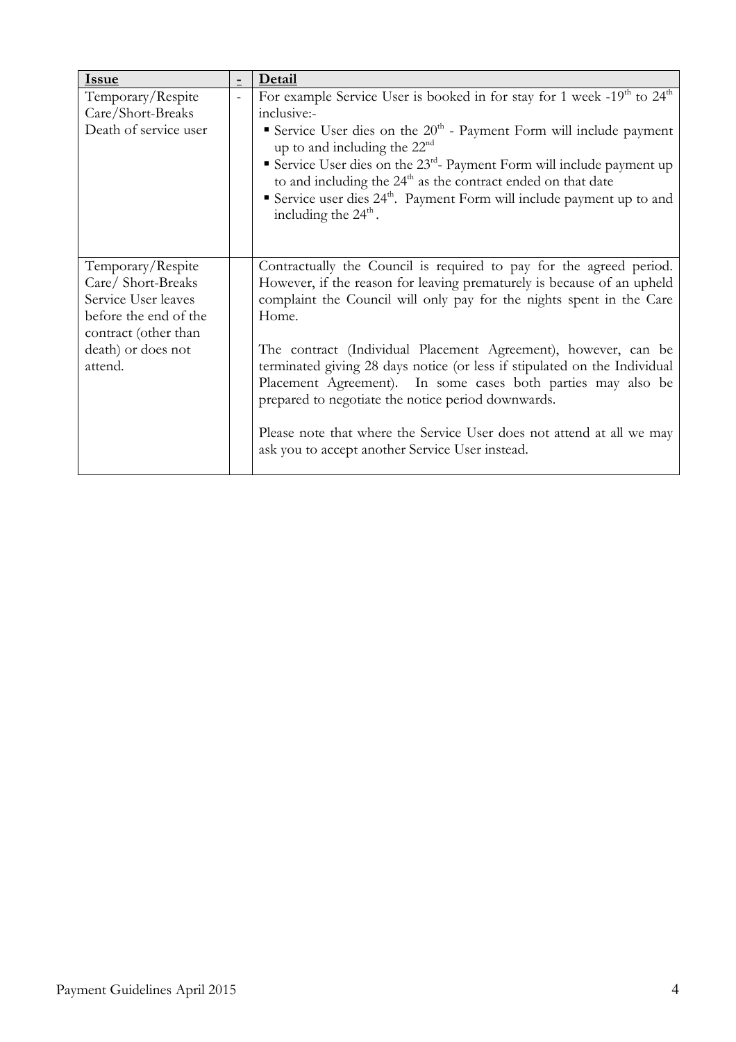| Issue | - | Detail |
| --- | --- | --- |
| Temporary/Respite Care/Short-Breaks Death of service user | - | For example Service User is booked in for stay for 1 week -19th to 24th inclusive:-<br>▪ Service User dies on the 20th - Payment Form will include payment up to and including the 22nd<br>▪ Service User dies on the 23rd- Payment Form will include payment up to and including the 24th as the contract ended on that date<br>▪ Service user dies 24th. Payment Form will include payment up to and including the 24th. |
| Temporary/Respite Care/ Short-Breaks Service User leaves before the end of the contract (other than death) or does not attend. | | Contractually the Council is required to pay for the agreed period. However, if the reason for leaving prematurely is because of an upheld complaint the Council will only pay for the nights spent in the Care Home.<br><br>The contract (Individual Placement Agreement), however, can be terminated giving 28 days notice (or less if stipulated on the Individual Placement Agreement). In some cases both parties may also be prepared to negotiate the notice period downwards.<br><br>Please note that where the Service User does not attend at all we may ask you to accept another Service User instead. |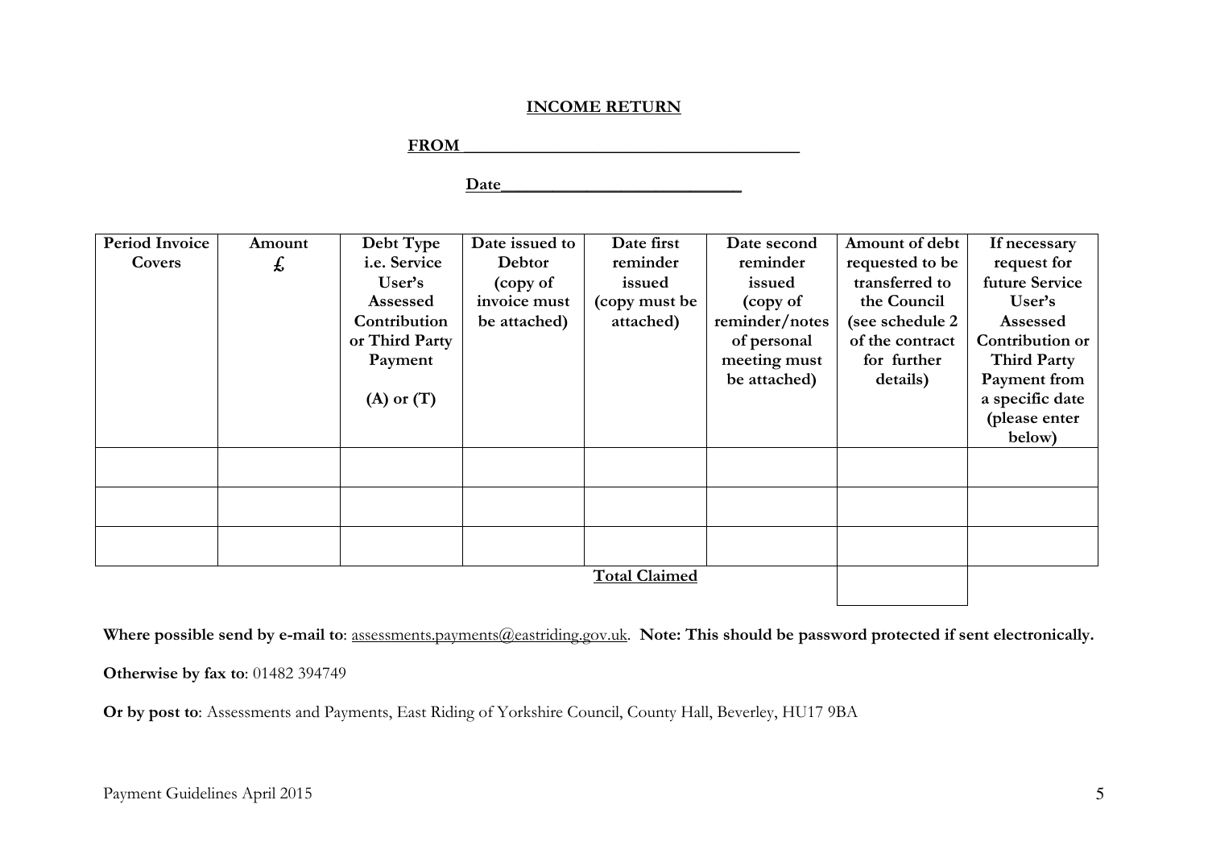**INCOME RETURN**

**FROM ________________________________________**

**Date____________________________**

| Period Invoice Covers | Amount £ | Debt Type i.e. Service User's Assessed Contribution or Third Party Payment (A) or (T) | Date issued to Debtor (copy of invoice must be attached) | Date first reminder issued (copy must be attached) | Date second reminder issued (copy of reminder/notes of personal meeting must be attached) | Amount of debt requested to be transferred to the Council (see schedule 2 of the contract for further details) | If necessary request for future Service User's Assessed Contribution or Third Party Payment from a specific date (please enter below) |
|---|---|---|---|---|---|---|---|
| | | | | | | | |
| | | | | | | | |
| | | | | | | | |
| | | | | | **Total Claimed** | | |

**Where possible send by e-mail to**: assessments.payments@eastriding.gov.uk. **Note: This should be password protected if sent electronically.**

**Otherwise by fax to**: 01482 394749

**Or by post to**: Assessments and Payments, East Riding of Yorkshire Council, County Hall, Beverley, HU17 9BA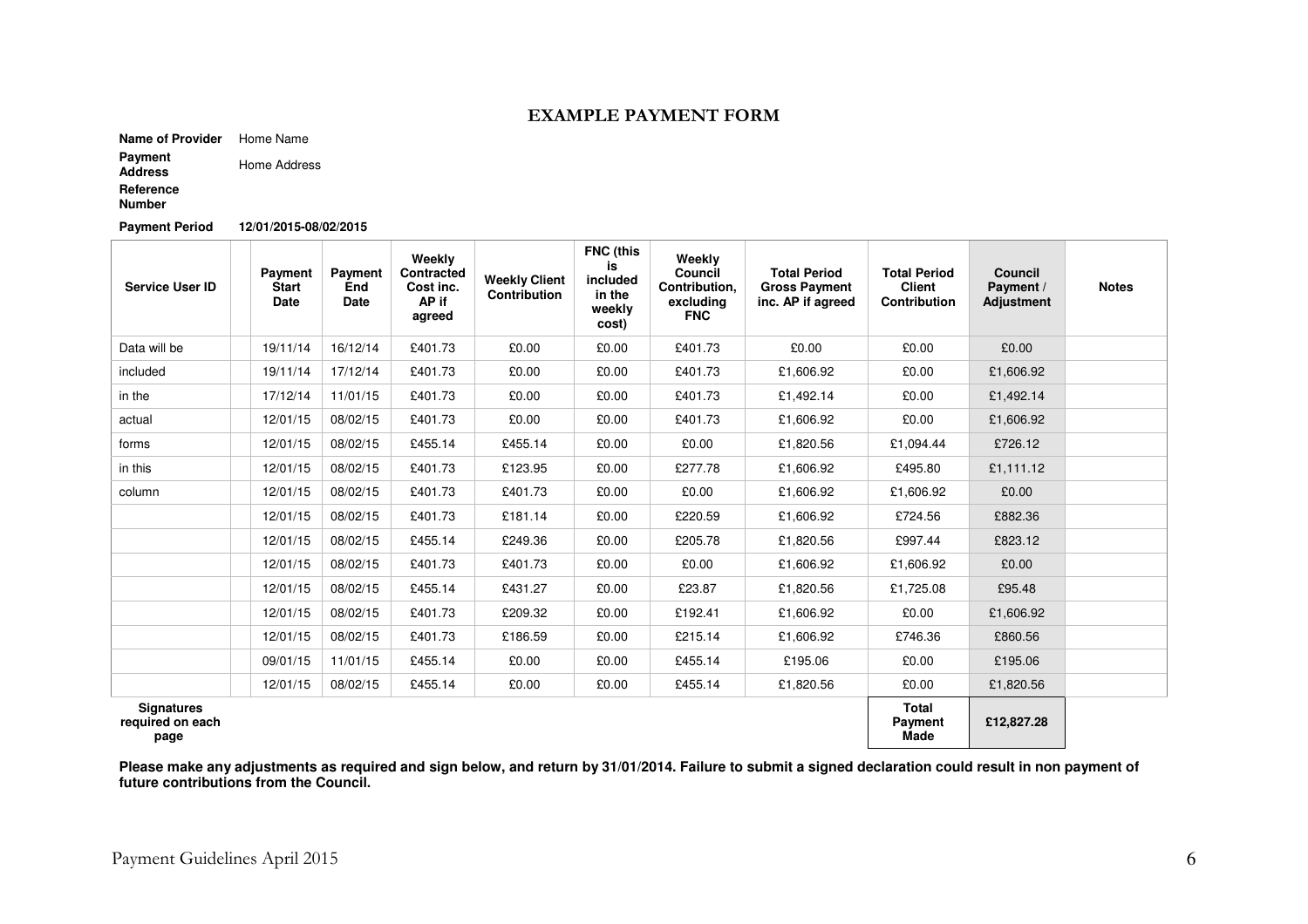# EXAMPLE PAYMENT FORM

**Name of Provider** Home Name

**Payment Address** Home Address

**Reference Number**

**Payment Period** **12/01/2015-08/02/2015**

| Service User ID | | Payment Start Date | Payment End Date | Weekly Contracted Cost inc. AP if agreed | Weekly Client Contribution | FNC (this is included in the weekly cost) | Weekly Council Contribution, excluding FNC | Total Period Gross Payment inc. AP if agreed | Total Period Client Contribution | Council Payment / Adjustment | Notes |
|---|---|---|---|---|---|---|---|---|---|---|---|
| Data will be | | 19/11/14 | 16/12/14 | £401.73 | £0.00 | £0.00 | £401.73 | £0.00 | £0.00 | £0.00 | |
| included | | 19/11/14 | 17/12/14 | £401.73 | £0.00 | £0.00 | £401.73 | £1,606.92 | £0.00 | £1,606.92 | |
| in the | | 17/12/14 | 11/01/15 | £401.73 | £0.00 | £0.00 | £401.73 | £1,492.14 | £0.00 | £1,492.14 | |
| actual | | 12/01/15 | 08/02/15 | £401.73 | £0.00 | £0.00 | £401.73 | £1,606.92 | £0.00 | £1,606.92 | |
| forms | | 12/01/15 | 08/02/15 | £455.14 | £455.14 | £0.00 | £0.00 | £1,820.56 | £1,094.44 | £726.12 | |
| in this | | 12/01/15 | 08/02/15 | £401.73 | £123.95 | £0.00 | £277.78 | £1,606.92 | £495.80 | £1,111.12 | |
| column | | 12/01/15 | 08/02/15 | £401.73 | £401.73 | £0.00 | £0.00 | £1,606.92 | £1,606.92 | £0.00 | |
| | | 12/01/15 | 08/02/15 | £401.73 | £181.14 | £0.00 | £220.59 | £1,606.92 | £724.56 | £882.36 | |
| | | 12/01/15 | 08/02/15 | £455.14 | £249.36 | £0.00 | £205.78 | £1,820.56 | £997.44 | £823.12 | |
| | | 12/01/15 | 08/02/15 | £401.73 | £401.73 | £0.00 | £0.00 | £1,606.92 | £1,606.92 | £0.00 | |
| | | 12/01/15 | 08/02/15 | £455.14 | £431.27 | £0.00 | £23.87 | £1,820.56 | £1,725.08 | £95.48 | |
| | | 12/01/15 | 08/02/15 | £401.73 | £209.32 | £0.00 | £192.41 | £1,606.92 | £0.00 | £1,606.92 | |
| | | 12/01/15 | 08/02/15 | £401.73 | £186.59 | £0.00 | £215.14 | £1,606.92 | £746.36 | £860.56 | |
| | | 09/01/15 | 11/01/15 | £455.14 | £0.00 | £0.00 | £455.14 | £195.06 | £0.00 | £195.06 | |
| | | 12/01/15 | 08/02/15 | £455.14 | £0.00 | £0.00 | £455.14 | £1,820.56 | £0.00 | £1,820.56 | |
| **Signatures required on each page** | | | | | | | | | **Total Payment Made** | **£12,827.28** | |

**Please make any adjustments as required and sign below, and return by 31/01/2014. Failure to submit a signed declaration could result in non payment of future contributions from the Council.**